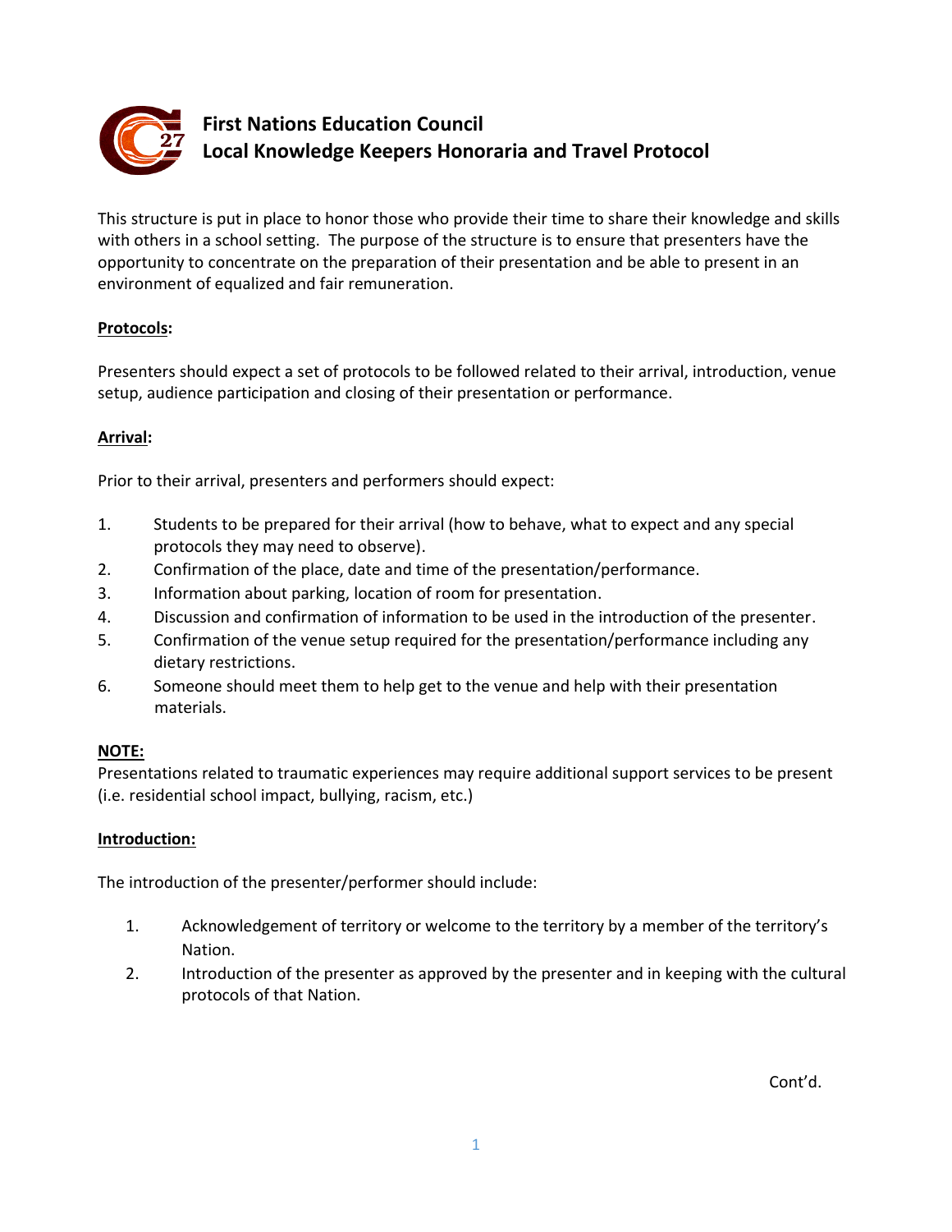# First Nations Education Council
# Local Knowledge Keepers Honoraria and Travel Protocol

This structure is put in place to honor those who provide their time to share their knowledge and skills with others in a school setting. The purpose of the structure is to ensure that presenters have the opportunity to concentrate on the preparation of their presentation and be able to present in an environment of equalized and fair remuneration.

## Protocols:

Presenters should expect a set of protocols to be followed related to their arrival, introduction, venue setup, audience participation and closing of their presentation or performance.

## Arrival:

Prior to their arrival, presenters and performers should expect:

1. Students to be prepared for their arrival (how to behave, what to expect and any special protocols they may need to observe).
2. Confirmation of the place, date and time of the presentation/performance.
3. Information about parking, location of room for presentation.
4. Discussion and confirmation of information to be used in the introduction of the presenter.
5. Confirmation of the venue setup required for the presentation/performance including any dietary restrictions.
6. Someone should meet them to help get to the venue and help with their presentation materials.

**NOTE:**
Presentations related to traumatic experiences may require additional support services to be present (i.e. residential school impact, bullying, racism, etc.)

## Introduction:

The introduction of the presenter/performer should include:

1. Acknowledgement of territory or welcome to the territory by a member of the territory's Nation.
2. Introduction of the presenter as approved by the presenter and in keeping with the cultural protocols of that Nation.

Cont'd.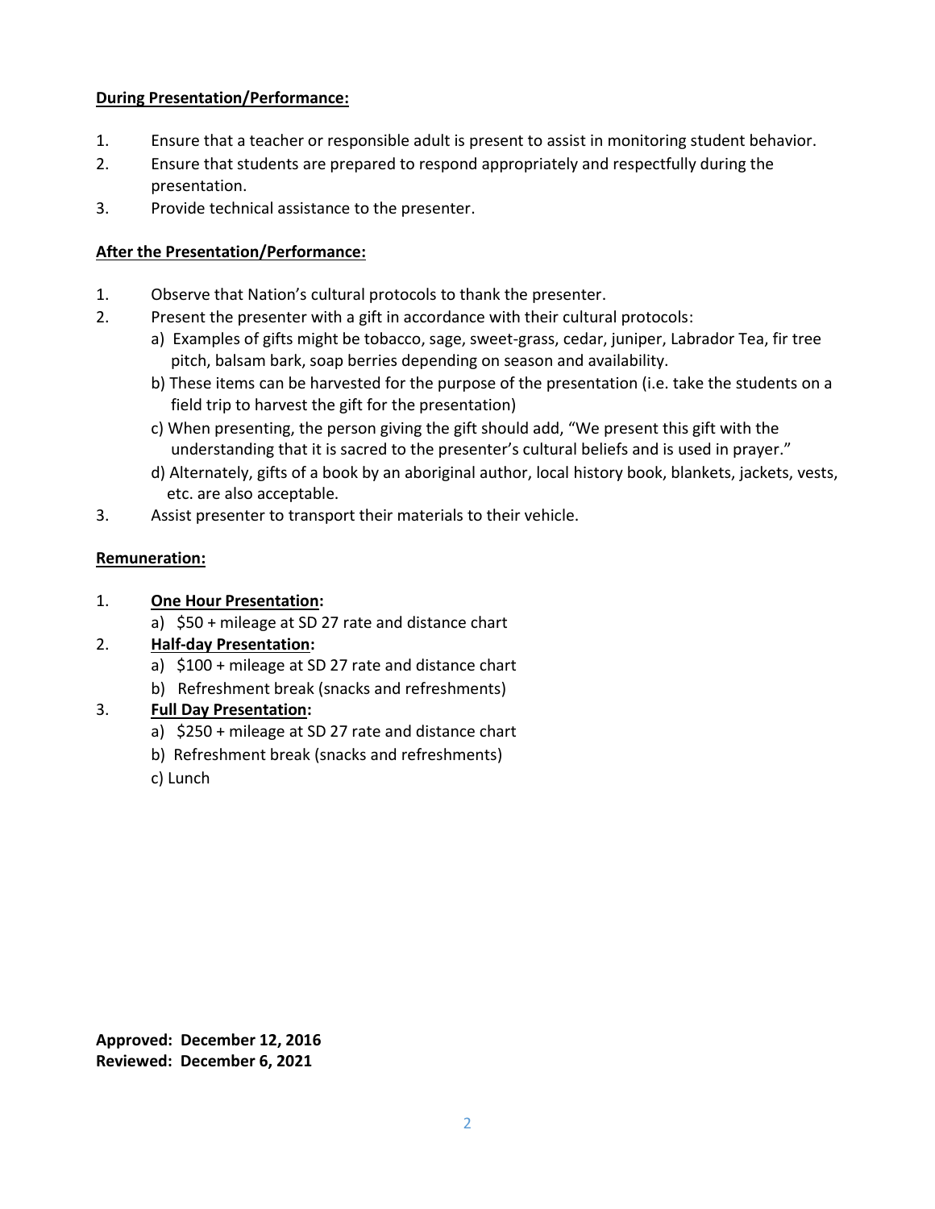**During Presentation/Performance:**

1. Ensure that a teacher or responsible adult is present to assist in monitoring student behavior.
2. Ensure that students are prepared to respond appropriately and respectfully during the presentation.
3. Provide technical assistance to the presenter.

**After the Presentation/Performance:**

1. Observe that Nation's cultural protocols to thank the presenter.
2. Present the presenter with a gift in accordance with their cultural protocols:
   a) Examples of gifts might be tobacco, sage, sweet-grass, cedar, juniper, Labrador Tea, fir tree pitch, balsam bark, soap berries depending on season and availability.
   b) These items can be harvested for the purpose of the presentation (i.e. take the students on a field trip to harvest the gift for the presentation)
   c) When presenting, the person giving the gift should add, "We present this gift with the understanding that it is sacred to the presenter's cultural beliefs and is used in prayer."
   d) Alternately, gifts of a book by an aboriginal author, local history book, blankets, jackets, vests, etc. are also acceptable.
3. Assist presenter to transport their materials to their vehicle.

**Remuneration:**

1. **One Hour Presentation:**
   a) $50 + mileage at SD 27 rate and distance chart
2. **Half-day Presentation:**
   a) $100 + mileage at SD 27 rate and distance chart
   b) Refreshment break (snacks and refreshments)
3. **Full Day Presentation:**
   a) $250 + mileage at SD 27 rate and distance chart
   b) Refreshment break (snacks and refreshments)
   c) Lunch

**Approved: December 12, 2016**
**Reviewed: December 6, 2021**